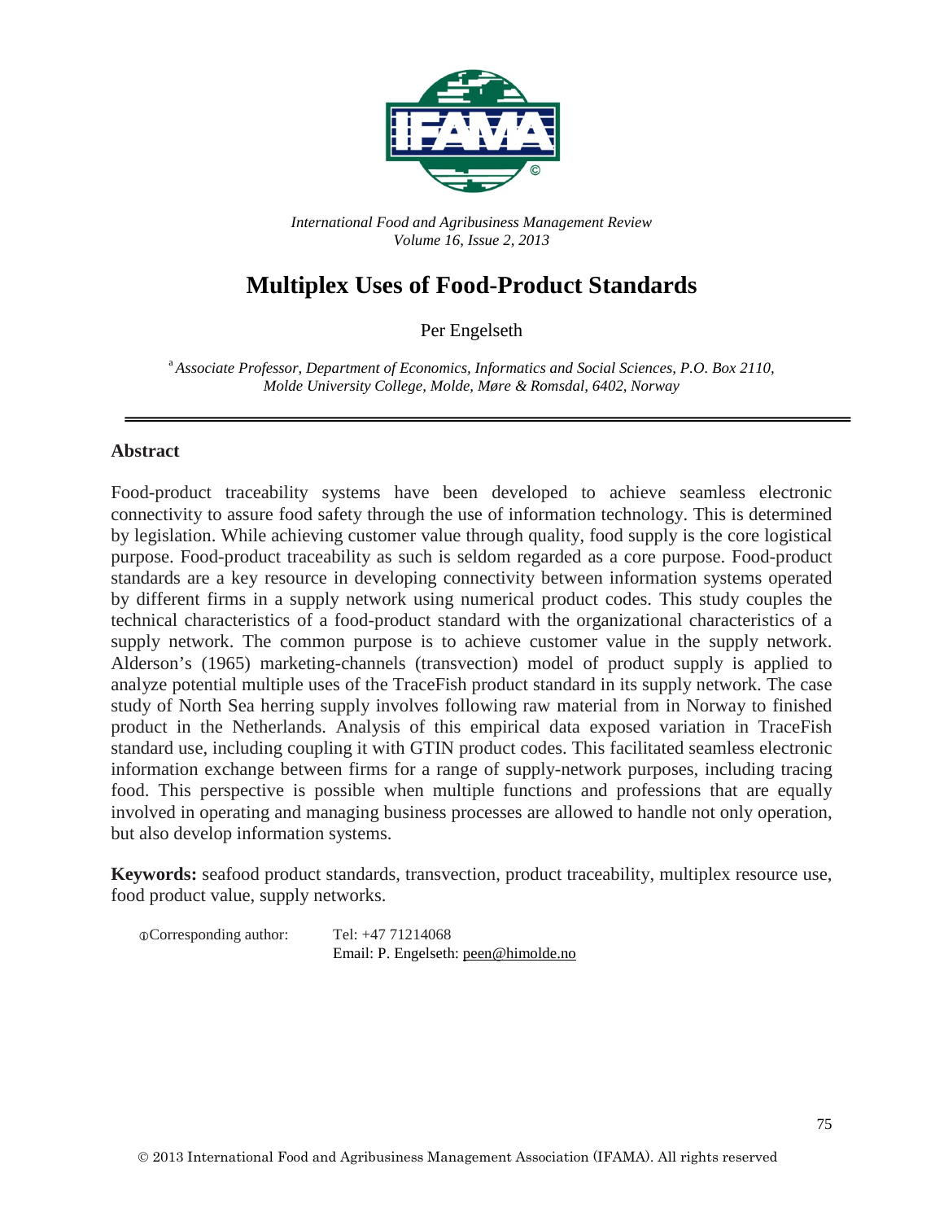*International Food and Agribusiness Management Review*
*Volume 16, Issue 2, 2013*

# Multiplex Uses of Food-Product Standards

Per Engelseth

[a] *Associate Professor, Department of Economics, Informatics and Social Sciences, P.O. Box 2110, Molde University College, Molde, Møre & Romsdal, 6402, Norway*

## Abstract

Food-product traceability systems have been developed to achieve seamless electronic connectivity to assure food safety through the use of information technology. This is determined by legislation. While achieving customer value through quality, food supply is the core logistical purpose. Food-product traceability as such is seldom regarded as a core purpose. Food-product standards are a key resource in developing connectivity between information systems operated by different firms in a supply network using numerical product codes. This study couples the technical characteristics of a food-product standard with the organizational characteristics of a supply network. The common purpose is to achieve customer value in the supply network. Alderson's (1965) marketing-channels (transvection) model of product supply is applied to analyze potential multiple uses of the TraceFish product standard in its supply network. The case study of North Sea herring supply involves following raw material from in Norway to finished product in the Netherlands. Analysis of this empirical data exposed variation in TraceFish standard use, including coupling it with GTIN product codes. This facilitated seamless electronic information exchange between firms for a range of supply-network purposes, including tracing food. This perspective is possible when multiple functions and professions that are equally involved in operating and managing business processes are allowed to handle not only operation, but also develop information systems.

**Keywords:** seafood product standards, transvection, product traceability, multiplex resource use, food product value, supply networks.

ⓘCorresponding author: Tel: +47 71214068
Email: P. Engelseth: peen@himolde.no

© 2013 International Food and Agribusiness Management Association (IFAMA). All rights reserved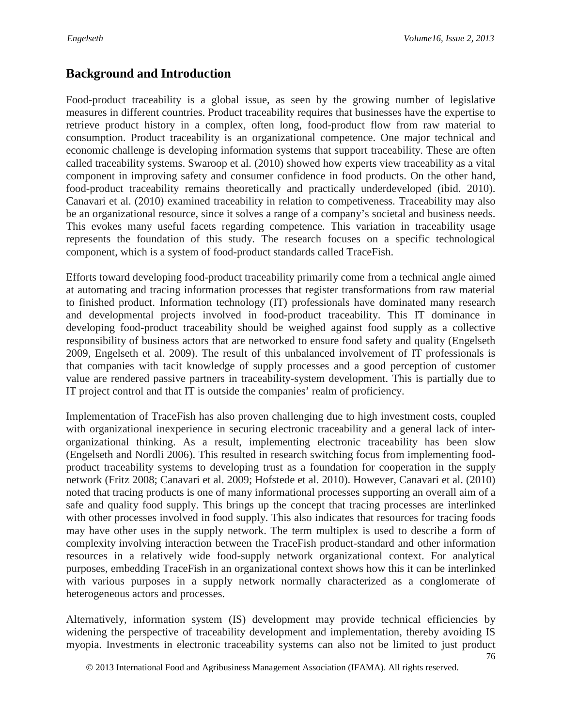## Background and Introduction

Food-product traceability is a global issue, as seen by the growing number of legislative measures in different countries. Product traceability requires that businesses have the expertise to retrieve product history in a complex, often long, food-product flow from raw material to consumption. Product traceability is an organizational competence. One major technical and economic challenge is developing information systems that support traceability. These are often called traceability systems. Swaroop et al. (2010) showed how experts view traceability as a vital component in improving safety and consumer confidence in food products. On the other hand, food-product traceability remains theoretically and practically underdeveloped (ibid. 2010). Canavari et al. (2010) examined traceability in relation to competiveness. Traceability may also be an organizational resource, since it solves a range of a company's societal and business needs. This evokes many useful facets regarding competence. This variation in traceability usage represents the foundation of this study. The research focuses on a specific technological component, which is a system of food-product standards called TraceFish.

Efforts toward developing food-product traceability primarily come from a technical angle aimed at automating and tracing information processes that register transformations from raw material to finished product. Information technology (IT) professionals have dominated many research and developmental projects involved in food-product traceability. This IT dominance in developing food-product traceability should be weighed against food supply as a collective responsibility of business actors that are networked to ensure food safety and quality (Engelseth 2009, Engelseth et al. 2009). The result of this unbalanced involvement of IT professionals is that companies with tacit knowledge of supply processes and a good perception of customer value are rendered passive partners in traceability-system development. This is partially due to IT project control and that IT is outside the companies' realm of proficiency.

Implementation of TraceFish has also proven challenging due to high investment costs, coupled with organizational inexperience in securing electronic traceability and a general lack of inter-organizational thinking. As a result, implementing electronic traceability has been slow (Engelseth and Nordli 2006). This resulted in research switching focus from implementing food-product traceability systems to developing trust as a foundation for cooperation in the supply network (Fritz 2008; Canavari et al. 2009; Hofstede et al. 2010). However, Canavari et al. (2010) noted that tracing products is one of many informational processes supporting an overall aim of a safe and quality food supply. This brings up the concept that tracing processes are interlinked with other processes involved in food supply. This also indicates that resources for tracing foods may have other uses in the supply network. The term multiplex is used to describe a form of complexity involving interaction between the TraceFish product-standard and other information resources in a relatively wide food-supply network organizational context. For analytical purposes, embedding TraceFish in an organizational context shows how this it can be interlinked with various purposes in a supply network normally characterized as a conglomerate of heterogeneous actors and processes.

Alternatively, information system (IS) development may provide technical efficiencies by widening the perspective of traceability development and implementation, thereby avoiding IS myopia. Investments in electronic traceability systems can also not be limited to just product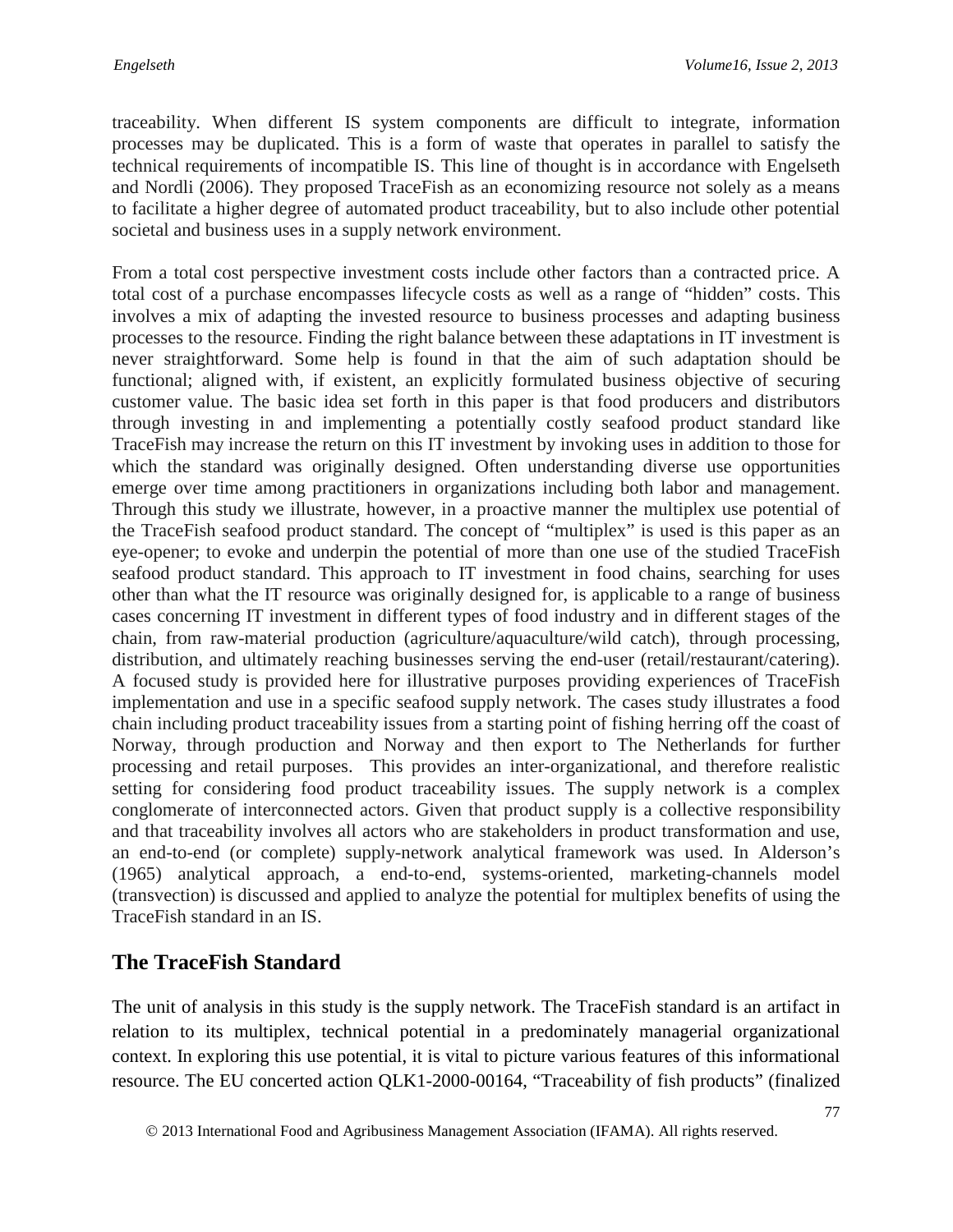traceability. When different IS system components are difficult to integrate, information processes may be duplicated. This is a form of waste that operates in parallel to satisfy the technical requirements of incompatible IS. This line of thought is in accordance with Engelseth and Nordli (2006). They proposed TraceFish as an economizing resource not solely as a means to facilitate a higher degree of automated product traceability, but to also include other potential societal and business uses in a supply network environment.

From a total cost perspective investment costs include other factors than a contracted price. A total cost of a purchase encompasses lifecycle costs as well as a range of "hidden" costs. This involves a mix of adapting the invested resource to business processes and adapting business processes to the resource. Finding the right balance between these adaptations in IT investment is never straightforward. Some help is found in that the aim of such adaptation should be functional; aligned with, if existent, an explicitly formulated business objective of securing customer value. The basic idea set forth in this paper is that food producers and distributors through investing in and implementing a potentially costly seafood product standard like TraceFish may increase the return on this IT investment by invoking uses in addition to those for which the standard was originally designed. Often understanding diverse use opportunities emerge over time among practitioners in organizations including both labor and management. Through this study we illustrate, however, in a proactive manner the multiplex use potential of the TraceFish seafood product standard. The concept of "multiplex" is used is this paper as an eye-opener; to evoke and underpin the potential of more than one use of the studied TraceFish seafood product standard. This approach to IT investment in food chains, searching for uses other than what the IT resource was originally designed for, is applicable to a range of business cases concerning IT investment in different types of food industry and in different stages of the chain, from raw-material production (agriculture/aquaculture/wild catch), through processing, distribution, and ultimately reaching businesses serving the end-user (retail/restaurant/catering). A focused study is provided here for illustrative purposes providing experiences of TraceFish implementation and use in a specific seafood supply network. The cases study illustrates a food chain including product traceability issues from a starting point of fishing herring off the coast of Norway, through production and Norway and then export to The Netherlands for further processing and retail purposes. This provides an inter-organizational, and therefore realistic setting for considering food product traceability issues. The supply network is a complex conglomerate of interconnected actors. Given that product supply is a collective responsibility and that traceability involves all actors who are stakeholders in product transformation and use, an end-to-end (or complete) supply-network analytical framework was used. In Alderson's (1965) analytical approach, a end-to-end, systems-oriented, marketing-channels model (transvection) is discussed and applied to analyze the potential for multiplex benefits of using the TraceFish standard in an IS.

## The TraceFish Standard

The unit of analysis in this study is the supply network. The TraceFish standard is an artifact in relation to its multiplex, technical potential in a predominately managerial organizational context. In exploring this use potential, it is vital to picture various features of this informational resource. The EU concerted action QLK1-2000-00164, "Traceability of fish products" (finalized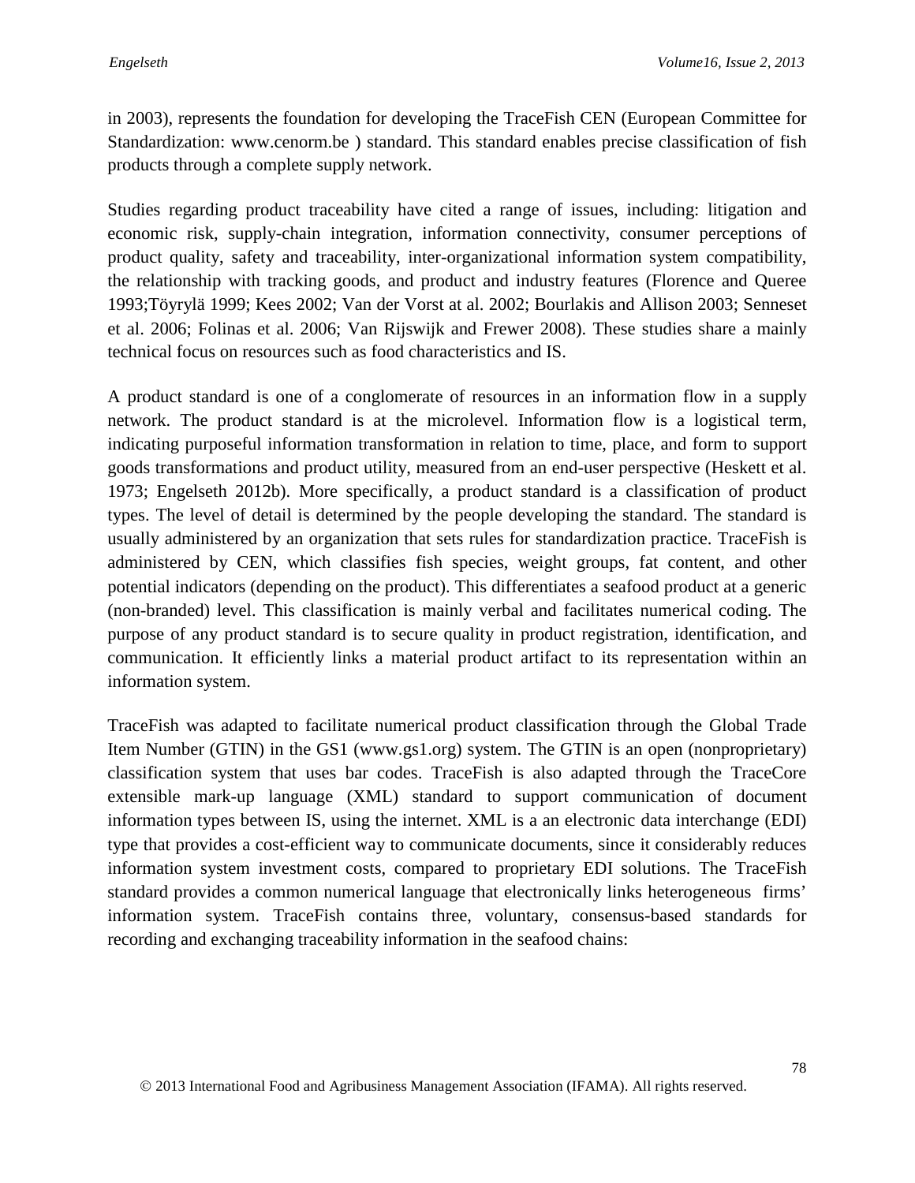in 2003), represents the foundation for developing the TraceFish CEN (European Committee for Standardization: www.cenorm.be ) standard. This standard enables precise classification of fish products through a complete supply network.

Studies regarding product traceability have cited a range of issues, including: litigation and economic risk, supply-chain integration, information connectivity, consumer perceptions of product quality, safety and traceability, inter-organizational information system compatibility, the relationship with tracking goods, and product and industry features (Florence and Queree 1993;Töyrylä 1999; Kees 2002; Van der Vorst at al. 2002; Bourlakis and Allison 2003; Senneset et al. 2006; Folinas et al. 2006; Van Rijswijk and Frewer 2008). These studies share a mainly technical focus on resources such as food characteristics and IS.

A product standard is one of a conglomerate of resources in an information flow in a supply network. The product standard is at the microlevel. Information flow is a logistical term, indicating purposeful information transformation in relation to time, place, and form to support goods transformations and product utility, measured from an end-user perspective (Heskett et al. 1973; Engelseth 2012b). More specifically, a product standard is a classification of product types. The level of detail is determined by the people developing the standard. The standard is usually administered by an organization that sets rules for standardization practice. TraceFish is administered by CEN, which classifies fish species, weight groups, fat content, and other potential indicators (depending on the product). This differentiates a seafood product at a generic (non-branded) level. This classification is mainly verbal and facilitates numerical coding. The purpose of any product standard is to secure quality in product registration, identification, and communication. It efficiently links a material product artifact to its representation within an information system.

TraceFish was adapted to facilitate numerical product classification through the Global Trade Item Number (GTIN) in the GS1 (www.gs1.org) system. The GTIN is an open (nonproprietary) classification system that uses bar codes. TraceFish is also adapted through the TraceCore extensible mark-up language (XML) standard to support communication of document information types between IS, using the internet. XML is a an electronic data interchange (EDI) type that provides a cost-efficient way to communicate documents, since it considerably reduces information system investment costs, compared to proprietary EDI solutions. The TraceFish standard provides a common numerical language that electronically links heterogeneous firms' information system. TraceFish contains three, voluntary, consensus-based standards for recording and exchanging traceability information in the seafood chains: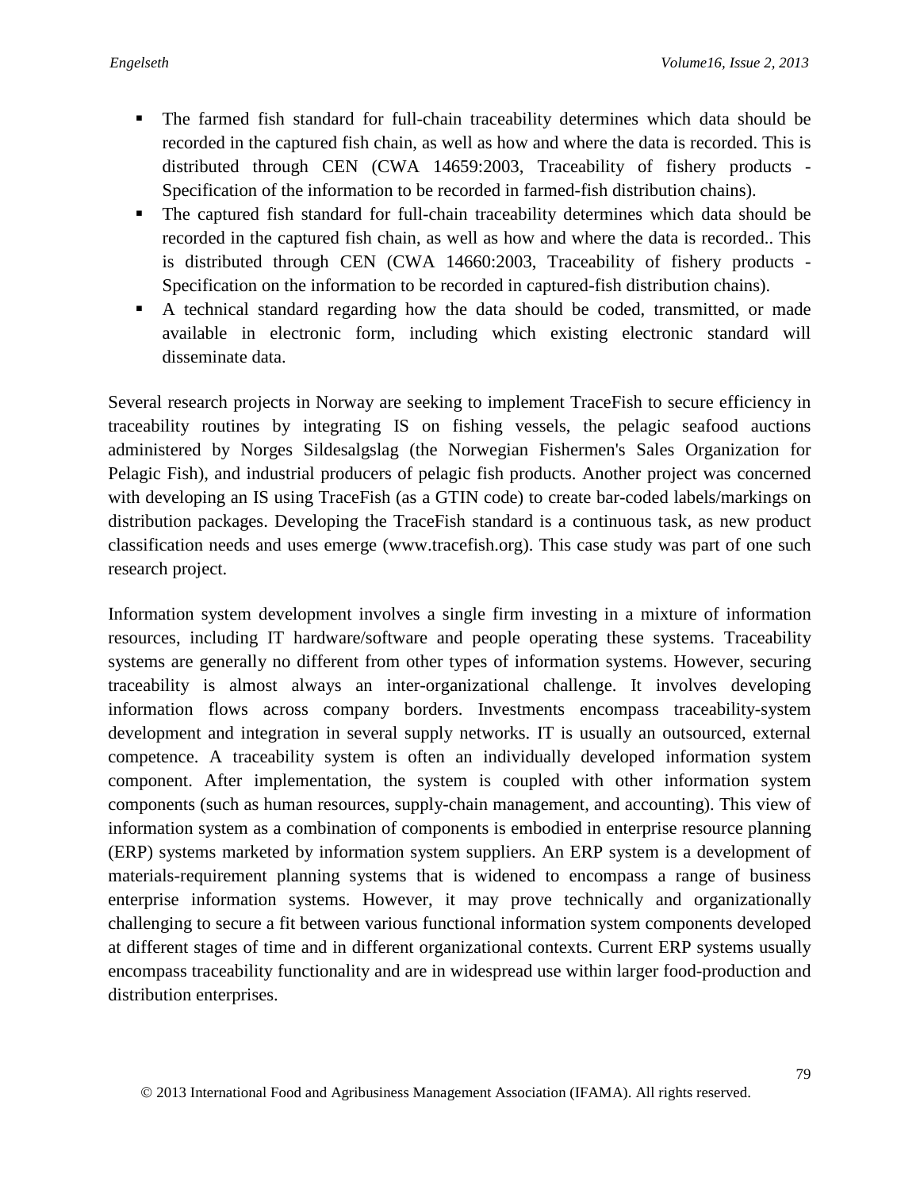- The farmed fish standard for full-chain traceability determines which data should be recorded in the captured fish chain, as well as how and where the data is recorded. This is distributed through CEN (CWA 14659:2003, Traceability of fishery products - Specification of the information to be recorded in farmed-fish distribution chains).
- The captured fish standard for full-chain traceability determines which data should be recorded in the captured fish chain, as well as how and where the data is recorded.. This is distributed through CEN (CWA 14660:2003, Traceability of fishery products - Specification on the information to be recorded in captured-fish distribution chains).
- A technical standard regarding how the data should be coded, transmitted, or made available in electronic form, including which existing electronic standard will disseminate data.

Several research projects in Norway are seeking to implement TraceFish to secure efficiency in traceability routines by integrating IS on fishing vessels, the pelagic seafood auctions administered by Norges Sildesalgslag (the Norwegian Fishermen's Sales Organization for Pelagic Fish), and industrial producers of pelagic fish products. Another project was concerned with developing an IS using TraceFish (as a GTIN code) to create bar-coded labels/markings on distribution packages. Developing the TraceFish standard is a continuous task, as new product classification needs and uses emerge (www.tracefish.org). This case study was part of one such research project.

Information system development involves a single firm investing in a mixture of information resources, including IT hardware/software and people operating these systems. Traceability systems are generally no different from other types of information systems. However, securing traceability is almost always an inter-organizational challenge. It involves developing information flows across company borders. Investments encompass traceability-system development and integration in several supply networks. IT is usually an outsourced, external competence. A traceability system is often an individually developed information system component. After implementation, the system is coupled with other information system components (such as human resources, supply-chain management, and accounting). This view of information system as a combination of components is embodied in enterprise resource planning (ERP) systems marketed by information system suppliers. An ERP system is a development of materials-requirement planning systems that is widened to encompass a range of business enterprise information systems. However, it may prove technically and organizationally challenging to secure a fit between various functional information system components developed at different stages of time and in different organizational contexts. Current ERP systems usually encompass traceability functionality and are in widespread use within larger food-production and distribution enterprises.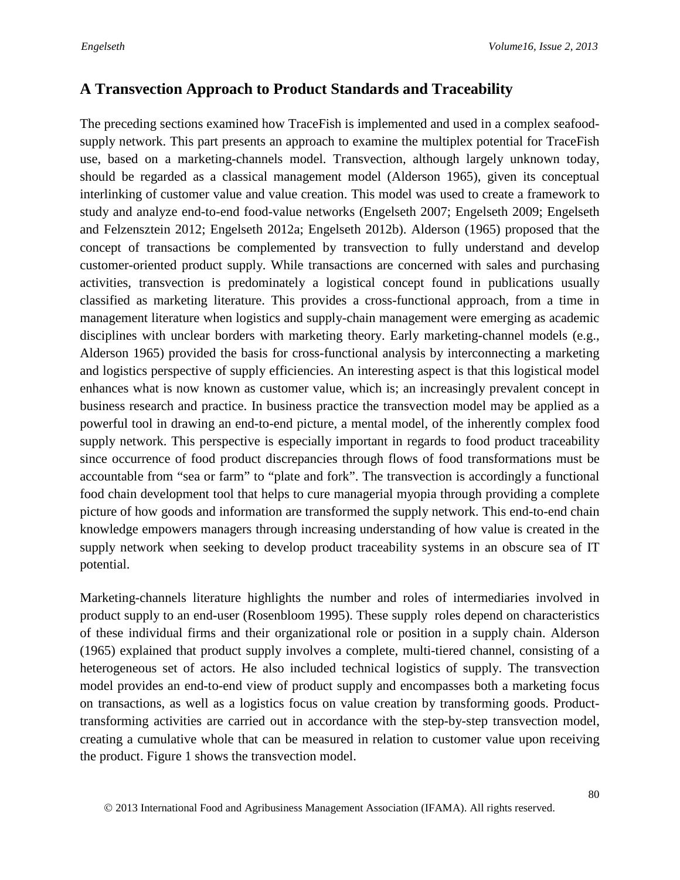## A Transvection Approach to Product Standards and Traceability

The preceding sections examined how TraceFish is implemented and used in a complex seafood-supply network. This part presents an approach to examine the multiplex potential for TraceFish use, based on a marketing-channels model. Transvection, although largely unknown today, should be regarded as a classical management model (Alderson 1965), given its conceptual interlinking of customer value and value creation. This model was used to create a framework to study and analyze end-to-end food-value networks (Engelseth 2007; Engelseth 2009; Engelseth and Felzensztein 2012; Engelseth 2012a; Engelseth 2012b). Alderson (1965) proposed that the concept of transactions be complemented by transvection to fully understand and develop customer-oriented product supply. While transactions are concerned with sales and purchasing activities, transvection is predominately a logistical concept found in publications usually classified as marketing literature. This provides a cross-functional approach, from a time in management literature when logistics and supply-chain management were emerging as academic disciplines with unclear borders with marketing theory. Early marketing-channel models (e.g., Alderson 1965) provided the basis for cross-functional analysis by interconnecting a marketing and logistics perspective of supply efficiencies. An interesting aspect is that this logistical model enhances what is now known as customer value, which is; an increasingly prevalent concept in business research and practice. In business practice the transvection model may be applied as a powerful tool in drawing an end-to-end picture, a mental model, of the inherently complex food supply network. This perspective is especially important in regards to food product traceability since occurrence of food product discrepancies through flows of food transformations must be accountable from "sea or farm" to "plate and fork". The transvection is accordingly a functional food chain development tool that helps to cure managerial myopia through providing a complete picture of how goods and information are transformed the supply network. This end-to-end chain knowledge empowers managers through increasing understanding of how value is created in the supply network when seeking to develop product traceability systems in an obscure sea of IT potential.

Marketing-channels literature highlights the number and roles of intermediaries involved in product supply to an end-user (Rosenbloom 1995). These supply roles depend on characteristics of these individual firms and their organizational role or position in a supply chain. Alderson (1965) explained that product supply involves a complete, multi-tiered channel, consisting of a heterogeneous set of actors. He also included technical logistics of supply. The transvection model provides an end-to-end view of product supply and encompasses both a marketing focus on transactions, as well as a logistics focus on value creation by transforming goods. Product-transforming activities are carried out in accordance with the step-by-step transvection model, creating a cumulative whole that can be measured in relation to customer value upon receiving the product. Figure 1 shows the transvection model.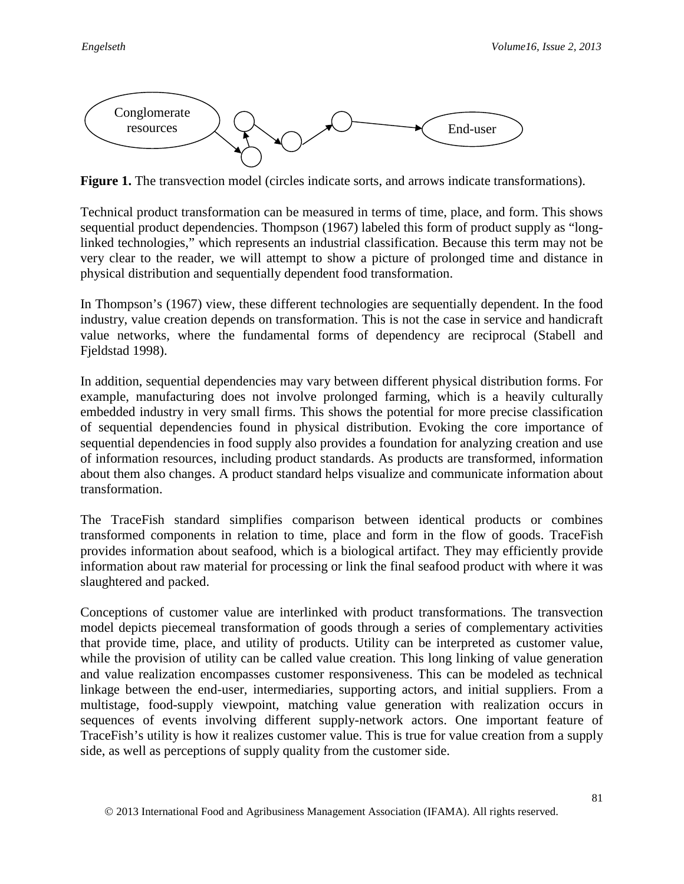**Figure 1.** The transvection model (circles indicate sorts, and arrows indicate transformations).

Technical product transformation can be measured in terms of time, place, and form. This shows sequential product dependencies. Thompson (1967) labeled this form of product supply as "long-linked technologies," which represents an industrial classification. Because this term may not be very clear to the reader, we will attempt to show a picture of prolonged time and distance in physical distribution and sequentially dependent food transformation.

In Thompson's (1967) view, these different technologies are sequentially dependent. In the food industry, value creation depends on transformation. This is not the case in service and handicraft value networks, where the fundamental forms of dependency are reciprocal (Stabell and Fjeldstad 1998).

In addition, sequential dependencies may vary between different physical distribution forms. For example, manufacturing does not involve prolonged farming, which is a heavily culturally embedded industry in very small firms. This shows the potential for more precise classification of sequential dependencies found in physical distribution. Evoking the core importance of sequential dependencies in food supply also provides a foundation for analyzing creation and use of information resources, including product standards. As products are transformed, information about them also changes. A product standard helps visualize and communicate information about transformation.

The TraceFish standard simplifies comparison between identical products or combines transformed components in relation to time, place and form in the flow of goods. TraceFish provides information about seafood, which is a biological artifact. They may efficiently provide information about raw material for processing or link the final seafood product with where it was slaughtered and packed.

Conceptions of customer value are interlinked with product transformations. The transvection model depicts piecemeal transformation of goods through a series of complementary activities that provide time, place, and utility of products. Utility can be interpreted as customer value, while the provision of utility can be called value creation. This long linking of value generation and value realization encompasses customer responsiveness. This can be modeled as technical linkage between the end-user, intermediaries, supporting actors, and initial suppliers. From a multistage, food-supply viewpoint, matching value generation with realization occurs in sequences of events involving different supply-network actors. One important feature of TraceFish's utility is how it realizes customer value. This is true for value creation from a supply side, as well as perceptions of supply quality from the customer side.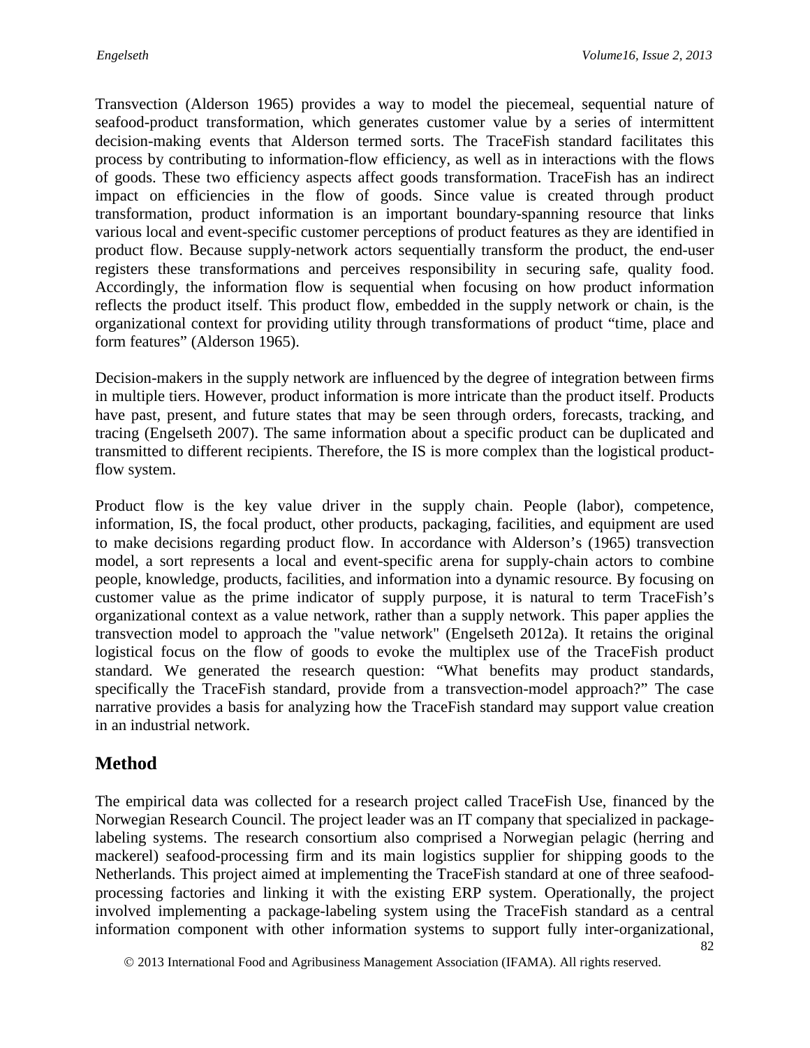Transvection (Alderson 1965) provides a way to model the piecemeal, sequential nature of seafood-product transformation, which generates customer value by a series of intermittent decision-making events that Alderson termed sorts. The TraceFish standard facilitates this process by contributing to information-flow efficiency, as well as in interactions with the flows of goods. These two efficiency aspects affect goods transformation. TraceFish has an indirect impact on efficiencies in the flow of goods. Since value is created through product transformation, product information is an important boundary-spanning resource that links various local and event-specific customer perceptions of product features as they are identified in product flow. Because supply-network actors sequentially transform the product, the end-user registers these transformations and perceives responsibility in securing safe, quality food. Accordingly, the information flow is sequential when focusing on how product information reflects the product itself. This product flow, embedded in the supply network or chain, is the organizational context for providing utility through transformations of product "time, place and form features" (Alderson 1965).

Decision-makers in the supply network are influenced by the degree of integration between firms in multiple tiers. However, product information is more intricate than the product itself. Products have past, present, and future states that may be seen through orders, forecasts, tracking, and tracing (Engelseth 2007). The same information about a specific product can be duplicated and transmitted to different recipients. Therefore, the IS is more complex than the logistical product-flow system.

Product flow is the key value driver in the supply chain. People (labor), competence, information, IS, the focal product, other products, packaging, facilities, and equipment are used to make decisions regarding product flow. In accordance with Alderson's (1965) transvection model, a sort represents a local and event-specific arena for supply-chain actors to combine people, knowledge, products, facilities, and information into a dynamic resource. By focusing on customer value as the prime indicator of supply purpose, it is natural to term TraceFish's organizational context as a value network, rather than a supply network. This paper applies the transvection model to approach the "value network" (Engelseth 2012a). It retains the original logistical focus on the flow of goods to evoke the multiplex use of the TraceFish product standard. We generated the research question: "What benefits may product standards, specifically the TraceFish standard, provide from a transvection-model approach?" The case narrative provides a basis for analyzing how the TraceFish standard may support value creation in an industrial network.

## Method

The empirical data was collected for a research project called TraceFish Use, financed by the Norwegian Research Council. The project leader was an IT company that specialized in package-labeling systems. The research consortium also comprised a Norwegian pelagic (herring and mackerel) seafood-processing firm and its main logistics supplier for shipping goods to the Netherlands. This project aimed at implementing the TraceFish standard at one of three seafood-processing factories and linking it with the existing ERP system. Operationally, the project involved implementing a package-labeling system using the TraceFish standard as a central information component with other information systems to support fully inter-organizational,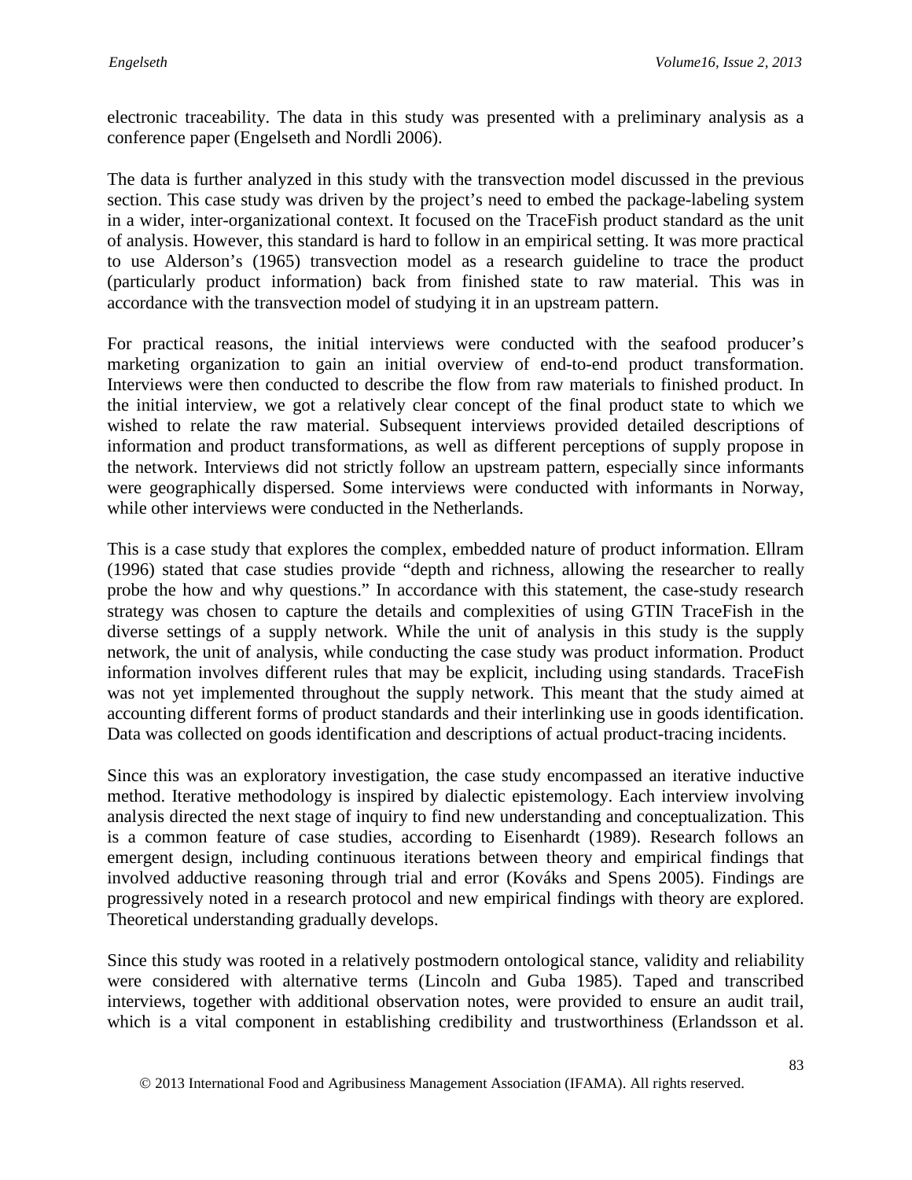electronic traceability. The data in this study was presented with a preliminary analysis as a conference paper (Engelseth and Nordli 2006).

The data is further analyzed in this study with the transvection model discussed in the previous section. This case study was driven by the project's need to embed the package-labeling system in a wider, inter-organizational context. It focused on the TraceFish product standard as the unit of analysis. However, this standard is hard to follow in an empirical setting. It was more practical to use Alderson's (1965) transvection model as a research guideline to trace the product (particularly product information) back from finished state to raw material. This was in accordance with the transvection model of studying it in an upstream pattern.

For practical reasons, the initial interviews were conducted with the seafood producer's marketing organization to gain an initial overview of end-to-end product transformation. Interviews were then conducted to describe the flow from raw materials to finished product. In the initial interview, we got a relatively clear concept of the final product state to which we wished to relate the raw material. Subsequent interviews provided detailed descriptions of information and product transformations, as well as different perceptions of supply propose in the network. Interviews did not strictly follow an upstream pattern, especially since informants were geographically dispersed. Some interviews were conducted with informants in Norway, while other interviews were conducted in the Netherlands.

This is a case study that explores the complex, embedded nature of product information. Ellram (1996) stated that case studies provide "depth and richness, allowing the researcher to really probe the how and why questions." In accordance with this statement, the case-study research strategy was chosen to capture the details and complexities of using GTIN TraceFish in the diverse settings of a supply network. While the unit of analysis in this study is the supply network, the unit of analysis, while conducting the case study was product information. Product information involves different rules that may be explicit, including using standards. TraceFish was not yet implemented throughout the supply network. This meant that the study aimed at accounting different forms of product standards and their interlinking use in goods identification. Data was collected on goods identification and descriptions of actual product-tracing incidents.

Since this was an exploratory investigation, the case study encompassed an iterative inductive method. Iterative methodology is inspired by dialectic epistemology. Each interview involving analysis directed the next stage of inquiry to find new understanding and conceptualization. This is a common feature of case studies, according to Eisenhardt (1989). Research follows an emergent design, including continuous iterations between theory and empirical findings that involved adductive reasoning through trial and error (Kováks and Spens 2005). Findings are progressively noted in a research protocol and new empirical findings with theory are explored. Theoretical understanding gradually develops.

Since this study was rooted in a relatively postmodern ontological stance, validity and reliability were considered with alternative terms (Lincoln and Guba 1985). Taped and transcribed interviews, together with additional observation notes, were provided to ensure an audit trail, which is a vital component in establishing credibility and trustworthiness (Erlandsson et al.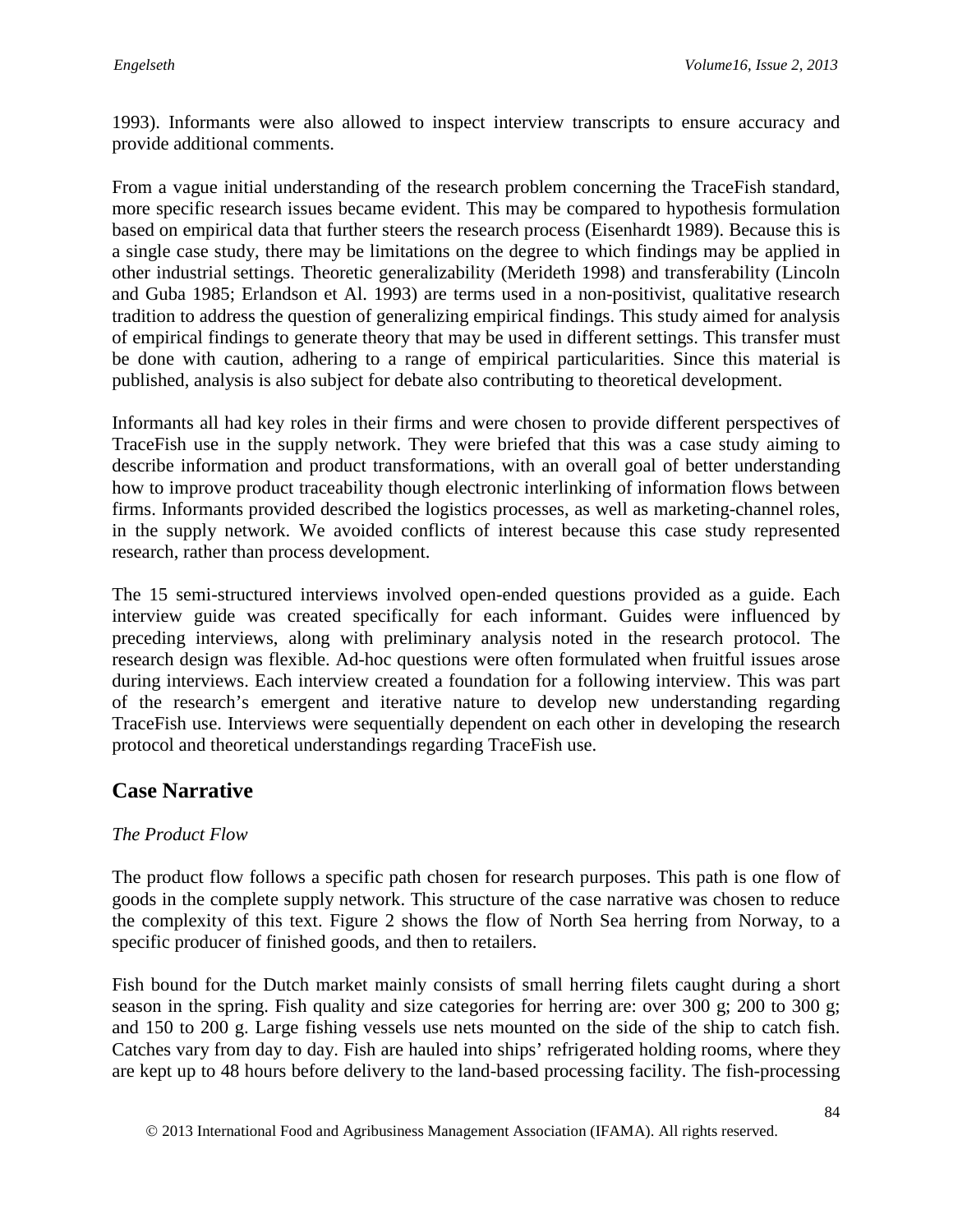1993). Informants were also allowed to inspect interview transcripts to ensure accuracy and provide additional comments.

From a vague initial understanding of the research problem concerning the TraceFish standard, more specific research issues became evident. This may be compared to hypothesis formulation based on empirical data that further steers the research process (Eisenhardt 1989). Because this is a single case study, there may be limitations on the degree to which findings may be applied in other industrial settings. Theoretic generalizability (Merideth 1998) and transferability (Lincoln and Guba 1985; Erlandson et Al. 1993) are terms used in a non-positivist, qualitative research tradition to address the question of generalizing empirical findings. This study aimed for analysis of empirical findings to generate theory that may be used in different settings. This transfer must be done with caution, adhering to a range of empirical particularities. Since this material is published, analysis is also subject for debate also contributing to theoretical development.

Informants all had key roles in their firms and were chosen to provide different perspectives of TraceFish use in the supply network. They were briefed that this was a case study aiming to describe information and product transformations, with an overall goal of better understanding how to improve product traceability though electronic interlinking of information flows between firms. Informants provided described the logistics processes, as well as marketing-channel roles, in the supply network. We avoided conflicts of interest because this case study represented research, rather than process development.

The 15 semi-structured interviews involved open-ended questions provided as a guide. Each interview guide was created specifically for each informant. Guides were influenced by preceding interviews, along with preliminary analysis noted in the research protocol. The research design was flexible. Ad-hoc questions were often formulated when fruitful issues arose during interviews. Each interview created a foundation for a following interview. This was part of the research's emergent and iterative nature to develop new understanding regarding TraceFish use. Interviews were sequentially dependent on each other in developing the research protocol and theoretical understandings regarding TraceFish use.

## Case Narrative

*The Product Flow*

The product flow follows a specific path chosen for research purposes. This path is one flow of goods in the complete supply network. This structure of the case narrative was chosen to reduce the complexity of this text. Figure 2 shows the flow of North Sea herring from Norway, to a specific producer of finished goods, and then to retailers.

Fish bound for the Dutch market mainly consists of small herring filets caught during a short season in the spring. Fish quality and size categories for herring are: over 300 g; 200 to 300 g; and 150 to 200 g. Large fishing vessels use nets mounted on the side of the ship to catch fish. Catches vary from day to day. Fish are hauled into ships' refrigerated holding rooms, where they are kept up to 48 hours before delivery to the land-based processing facility. The fish-processing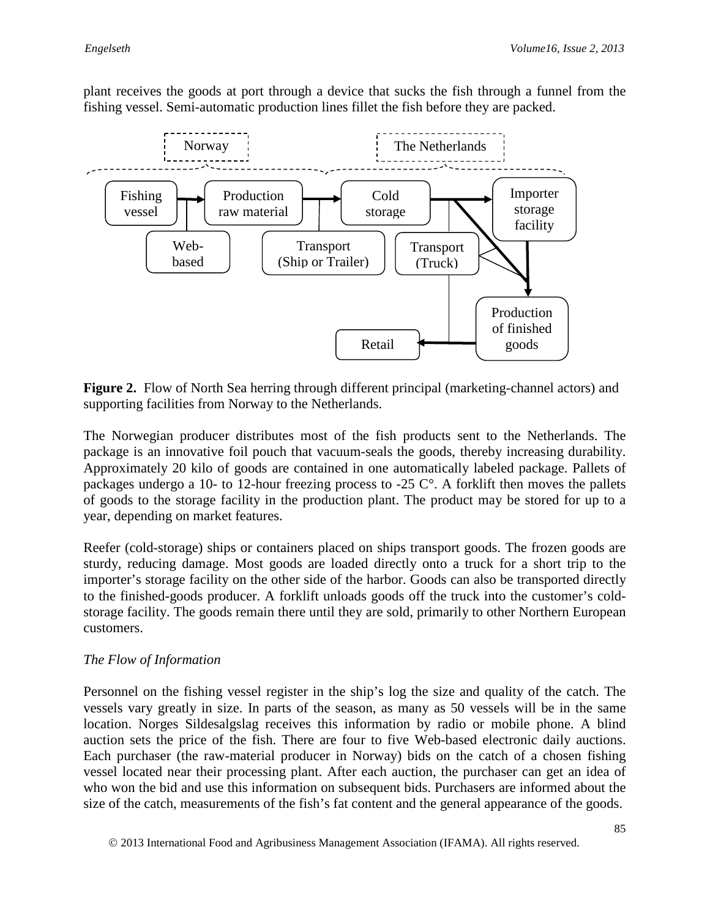plant receives the goods at port through a device that sucks the fish through a funnel from the fishing vessel. Semi-automatic production lines fillet the fish before they are packed.

**Figure 2.** Flow of North Sea herring through different principal (marketing-channel actors) and supporting facilities from Norway to the Netherlands.

The Norwegian producer distributes most of the fish products sent to the Netherlands. The package is an innovative foil pouch that vacuum-seals the goods, thereby increasing durability. Approximately 20 kilo of goods are contained in one automatically labeled package. Pallets of packages undergo a 10- to 12-hour freezing process to -25 C°. A forklift then moves the pallets of goods to the storage facility in the production plant. The product may be stored for up to a year, depending on market features.

Reefer (cold-storage) ships or containers placed on ships transport goods. The frozen goods are sturdy, reducing damage. Most goods are loaded directly onto a truck for a short trip to the importer's storage facility on the other side of the harbor. Goods can also be transported directly to the finished-goods producer. A forklift unloads goods off the truck into the customer's cold-storage facility. The goods remain there until they are sold, primarily to other Northern European customers.

*The Flow of Information*

Personnel on the fishing vessel register in the ship's log the size and quality of the catch. The vessels vary greatly in size. In parts of the season, as many as 50 vessels will be in the same location. Norges Sildesalgslag receives this information by radio or mobile phone. A blind auction sets the price of the fish. There are four to five Web-based electronic daily auctions. Each purchaser (the raw-material producer in Norway) bids on the catch of a chosen fishing vessel located near their processing plant. After each auction, the purchaser can get an idea of who won the bid and use this information on subsequent bids. Purchasers are informed about the size of the catch, measurements of the fish's fat content and the general appearance of the goods.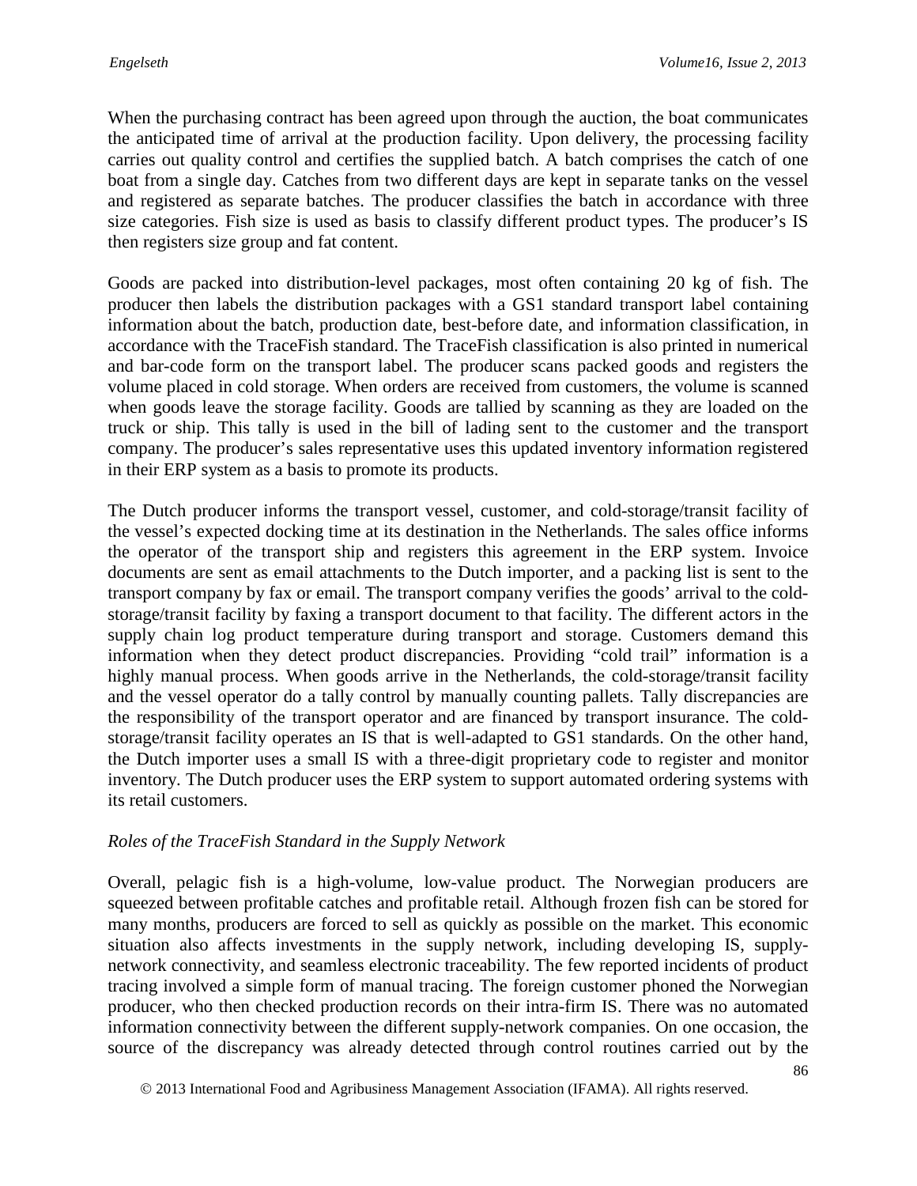When the purchasing contract has been agreed upon through the auction, the boat communicates the anticipated time of arrival at the production facility. Upon delivery, the processing facility carries out quality control and certifies the supplied batch. A batch comprises the catch of one boat from a single day. Catches from two different days are kept in separate tanks on the vessel and registered as separate batches. The producer classifies the batch in accordance with three size categories. Fish size is used as basis to classify different product types. The producer's IS then registers size group and fat content.

Goods are packed into distribution-level packages, most often containing 20 kg of fish. The producer then labels the distribution packages with a GS1 standard transport label containing information about the batch, production date, best-before date, and information classification, in accordance with the TraceFish standard. The TraceFish classification is also printed in numerical and bar-code form on the transport label. The producer scans packed goods and registers the volume placed in cold storage. When orders are received from customers, the volume is scanned when goods leave the storage facility. Goods are tallied by scanning as they are loaded on the truck or ship. This tally is used in the bill of lading sent to the customer and the transport company. The producer's sales representative uses this updated inventory information registered in their ERP system as a basis to promote its products.

The Dutch producer informs the transport vessel, customer, and cold-storage/transit facility of the vessel's expected docking time at its destination in the Netherlands. The sales office informs the operator of the transport ship and registers this agreement in the ERP system. Invoice documents are sent as email attachments to the Dutch importer, and a packing list is sent to the transport company by fax or email. The transport company verifies the goods' arrival to the cold-storage/transit facility by faxing a transport document to that facility. The different actors in the supply chain log product temperature during transport and storage. Customers demand this information when they detect product discrepancies. Providing "cold trail" information is a highly manual process. When goods arrive in the Netherlands, the cold-storage/transit facility and the vessel operator do a tally control by manually counting pallets. Tally discrepancies are the responsibility of the transport operator and are financed by transport insurance. The cold-storage/transit facility operates an IS that is well-adapted to GS1 standards. On the other hand, the Dutch importer uses a small IS with a three-digit proprietary code to register and monitor inventory. The Dutch producer uses the ERP system to support automated ordering systems with its retail customers.

*Roles of the TraceFish Standard in the Supply Network*

Overall, pelagic fish is a high-volume, low-value product. The Norwegian producers are squeezed between profitable catches and profitable retail. Although frozen fish can be stored for many months, producers are forced to sell as quickly as possible on the market. This economic situation also affects investments in the supply network, including developing IS, supply-network connectivity, and seamless electronic traceability. The few reported incidents of product tracing involved a simple form of manual tracing. The foreign customer phoned the Norwegian producer, who then checked production records on their intra-firm IS. There was no automated information connectivity between the different supply-network companies. On one occasion, the source of the discrepancy was already detected through control routines carried out by the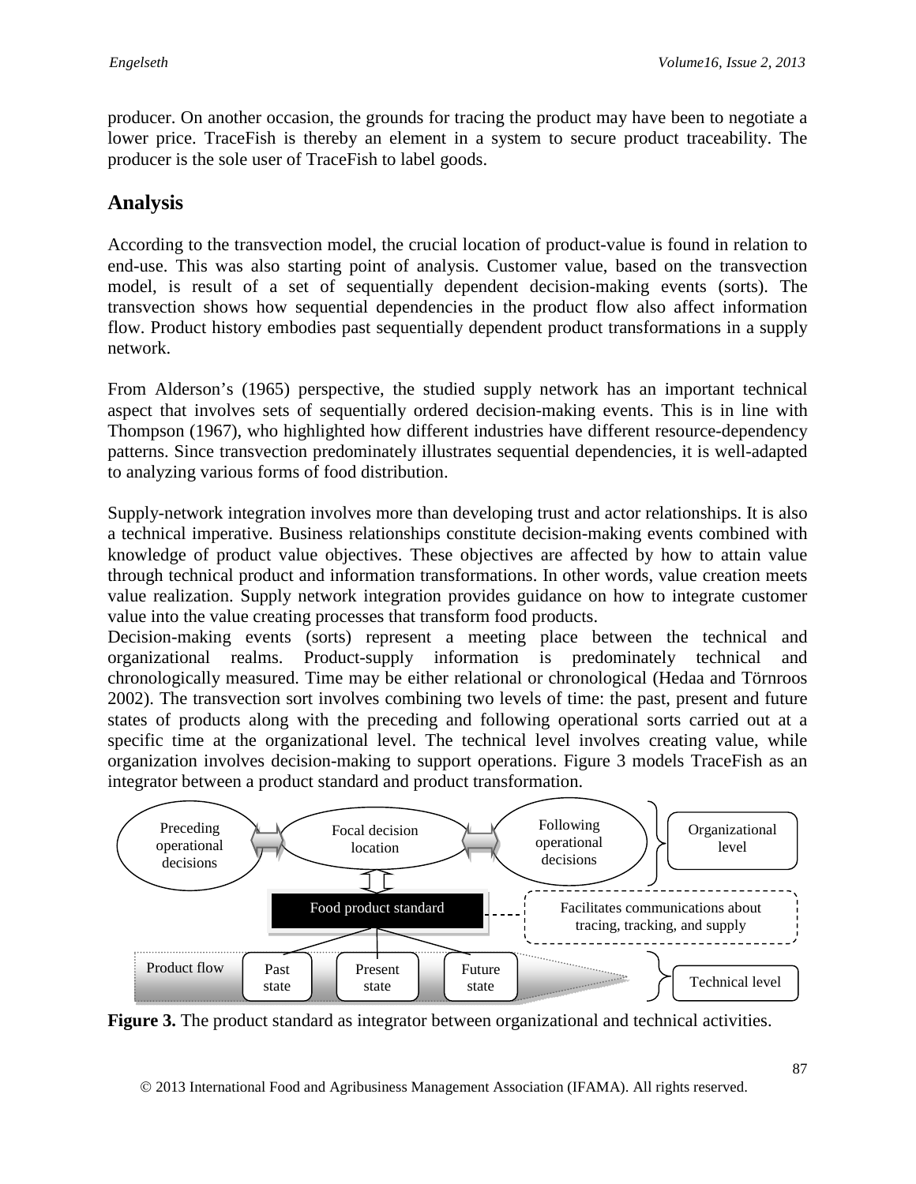producer. On another occasion, the grounds for tracing the product may have been to negotiate a lower price. TraceFish is thereby an element in a system to secure product traceability. The producer is the sole user of TraceFish to label goods.

## Analysis

According to the transvection model, the crucial location of product-value is found in relation to end-use. This was also starting point of analysis. Customer value, based on the transvection model, is result of a set of sequentially dependent decision-making events (sorts). The transvection shows how sequential dependencies in the product flow also affect information flow. Product history embodies past sequentially dependent product transformations in a supply network.

From Alderson's (1965) perspective, the studied supply network has an important technical aspect that involves sets of sequentially ordered decision-making events. This is in line with Thompson (1967), who highlighted how different industries have different resource-dependency patterns. Since transvection predominately illustrates sequential dependencies, it is well-adapted to analyzing various forms of food distribution.

Supply-network integration involves more than developing trust and actor relationships. It is also a technical imperative. Business relationships constitute decision-making events combined with knowledge of product value objectives. These objectives are affected by how to attain value through technical product and information transformations. In other words, value creation meets value realization. Supply network integration provides guidance on how to integrate customer value into the value creating processes that transform food products.

Decision-making events (sorts) represent a meeting place between the technical and organizational realms. Product-supply information is predominately technical and chronologically measured. Time may be either relational or chronological (Hedaa and Törnroos 2002). The transvection sort involves combining two levels of time: the past, present and future states of products along with the preceding and following operational sorts carried out at a specific time at the organizational level. The technical level involves creating value, while organization involves decision-making to support operations. Figure 3 models TraceFish as an integrator between a product standard and product transformation.

**Figure 3.** The product standard as integrator between organizational and technical activities.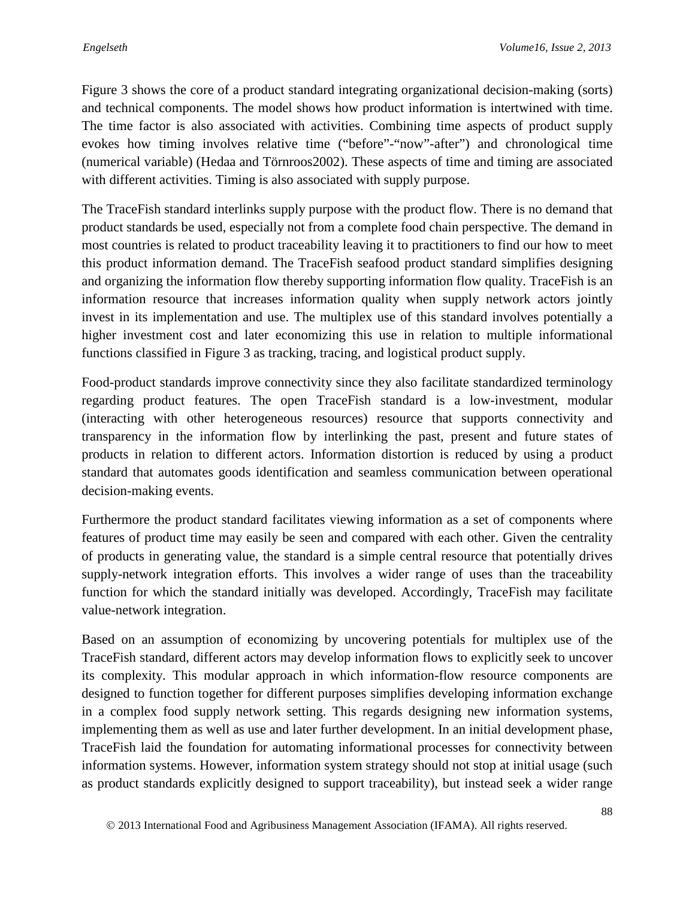Figure 3 shows the core of a product standard integrating organizational decision-making (sorts) and technical components. The model shows how product information is intertwined with time. The time factor is also associated with activities. Combining time aspects of product supply evokes how timing involves relative time ("before"-"now"-after") and chronological time (numerical variable) (Hedaa and Törnroos2002). These aspects of time and timing are associated with different activities. Timing is also associated with supply purpose.

The TraceFish standard interlinks supply purpose with the product flow. There is no demand that product standards be used, especially not from a complete food chain perspective. The demand in most countries is related to product traceability leaving it to practitioners to find our how to meet this product information demand. The TraceFish seafood product standard simplifies designing and organizing the information flow thereby supporting information flow quality. TraceFish is an information resource that increases information quality when supply network actors jointly invest in its implementation and use. The multiplex use of this standard involves potentially a higher investment cost and later economizing this use in relation to multiple informational functions classified in Figure 3 as tracking, tracing, and logistical product supply.

Food-product standards improve connectivity since they also facilitate standardized terminology regarding product features. The open TraceFish standard is a low-investment, modular (interacting with other heterogeneous resources) resource that supports connectivity and transparency in the information flow by interlinking the past, present and future states of products in relation to different actors. Information distortion is reduced by using a product standard that automates goods identification and seamless communication between operational decision-making events.

Furthermore the product standard facilitates viewing information as a set of components where features of product time may easily be seen and compared with each other. Given the centrality of products in generating value, the standard is a simple central resource that potentially drives supply-network integration efforts. This involves a wider range of uses than the traceability function for which the standard initially was developed. Accordingly, TraceFish may facilitate value-network integration.

Based on an assumption of economizing by uncovering potentials for multiplex use of the TraceFish standard, different actors may develop information flows to explicitly seek to uncover its complexity. This modular approach in which information-flow resource components are designed to function together for different purposes simplifies developing information exchange in a complex food supply network setting. This regards designing new information systems, implementing them as well as use and later further development. In an initial development phase, TraceFish laid the foundation for automating informational processes for connectivity between information systems. However, information system strategy should not stop at initial usage (such as product standards explicitly designed to support traceability), but instead seek a wider range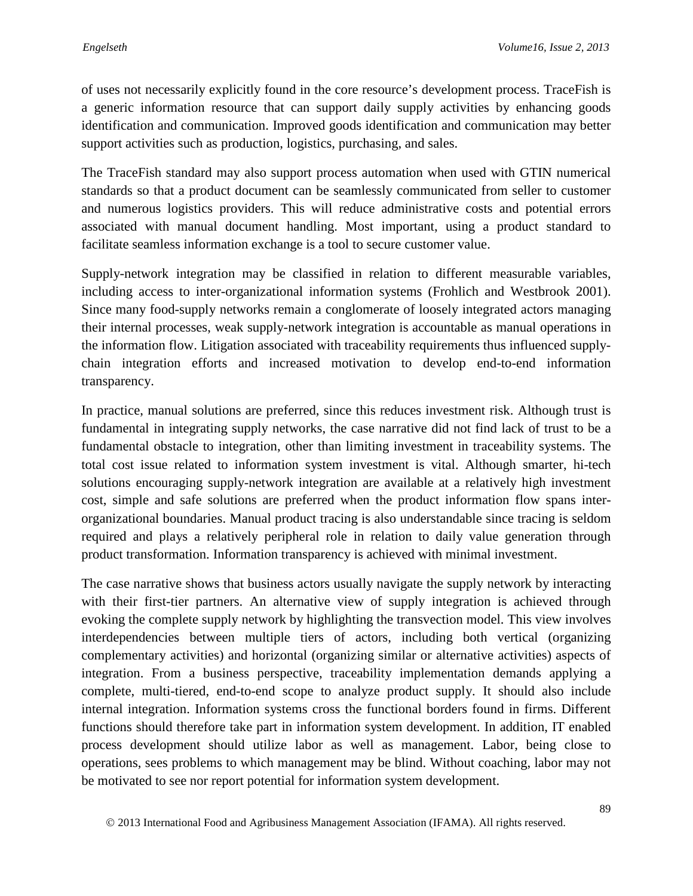of uses not necessarily explicitly found in the core resource's development process. TraceFish is a generic information resource that can support daily supply activities by enhancing goods identification and communication. Improved goods identification and communication may better support activities such as production, logistics, purchasing, and sales.

The TraceFish standard may also support process automation when used with GTIN numerical standards so that a product document can be seamlessly communicated from seller to customer and numerous logistics providers. This will reduce administrative costs and potential errors associated with manual document handling. Most important, using a product standard to facilitate seamless information exchange is a tool to secure customer value.

Supply-network integration may be classified in relation to different measurable variables, including access to inter-organizational information systems (Frohlich and Westbrook 2001). Since many food-supply networks remain a conglomerate of loosely integrated actors managing their internal processes, weak supply-network integration is accountable as manual operations in the information flow. Litigation associated with traceability requirements thus influenced supply-chain integration efforts and increased motivation to develop end-to-end information transparency.

In practice, manual solutions are preferred, since this reduces investment risk. Although trust is fundamental in integrating supply networks, the case narrative did not find lack of trust to be a fundamental obstacle to integration, other than limiting investment in traceability systems. The total cost issue related to information system investment is vital. Although smarter, hi-tech solutions encouraging supply-network integration are available at a relatively high investment cost, simple and safe solutions are preferred when the product information flow spans inter-organizational boundaries. Manual product tracing is also understandable since tracing is seldom required and plays a relatively peripheral role in relation to daily value generation through product transformation. Information transparency is achieved with minimal investment.

The case narrative shows that business actors usually navigate the supply network by interacting with their first-tier partners. An alternative view of supply integration is achieved through evoking the complete supply network by highlighting the transvection model. This view involves interdependencies between multiple tiers of actors, including both vertical (organizing complementary activities) and horizontal (organizing similar or alternative activities) aspects of integration. From a business perspective, traceability implementation demands applying a complete, multi-tiered, end-to-end scope to analyze product supply. It should also include internal integration. Information systems cross the functional borders found in firms. Different functions should therefore take part in information system development. In addition, IT enabled process development should utilize labor as well as management. Labor, being close to operations, sees problems to which management may be blind. Without coaching, labor may not be motivated to see nor report potential for information system development.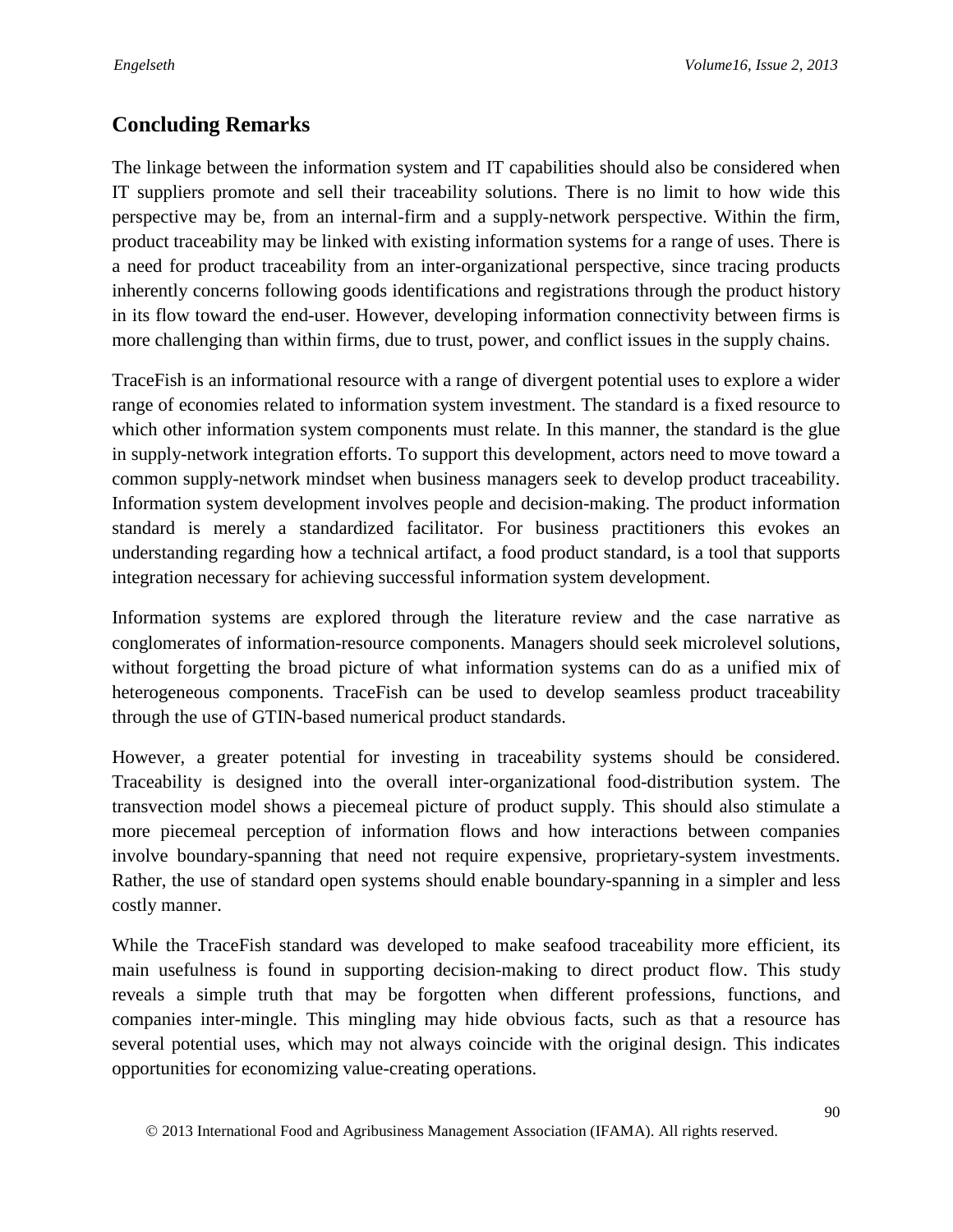## Concluding Remarks

The linkage between the information system and IT capabilities should also be considered when IT suppliers promote and sell their traceability solutions. There is no limit to how wide this perspective may be, from an internal-firm and a supply-network perspective. Within the firm, product traceability may be linked with existing information systems for a range of uses. There is a need for product traceability from an inter-organizational perspective, since tracing products inherently concerns following goods identifications and registrations through the product history in its flow toward the end-user. However, developing information connectivity between firms is more challenging than within firms, due to trust, power, and conflict issues in the supply chains.

TraceFish is an informational resource with a range of divergent potential uses to explore a wider range of economies related to information system investment. The standard is a fixed resource to which other information system components must relate. In this manner, the standard is the glue in supply-network integration efforts. To support this development, actors need to move toward a common supply-network mindset when business managers seek to develop product traceability. Information system development involves people and decision-making. The product information standard is merely a standardized facilitator. For business practitioners this evokes an understanding regarding how a technical artifact, a food product standard, is a tool that supports integration necessary for achieving successful information system development.

Information systems are explored through the literature review and the case narrative as conglomerates of information-resource components. Managers should seek microlevel solutions, without forgetting the broad picture of what information systems can do as a unified mix of heterogeneous components. TraceFish can be used to develop seamless product traceability through the use of GTIN-based numerical product standards.

However, a greater potential for investing in traceability systems should be considered. Traceability is designed into the overall inter-organizational food-distribution system. The transvection model shows a piecemeal picture of product supply. This should also stimulate a more piecemeal perception of information flows and how interactions between companies involve boundary-spanning that need not require expensive, proprietary-system investments. Rather, the use of standard open systems should enable boundary-spanning in a simpler and less costly manner.

While the TraceFish standard was developed to make seafood traceability more efficient, its main usefulness is found in supporting decision-making to direct product flow. This study reveals a simple truth that may be forgotten when different professions, functions, and companies inter-mingle. This mingling may hide obvious facts, such as that a resource has several potential uses, which may not always coincide with the original design. This indicates opportunities for economizing value-creating operations.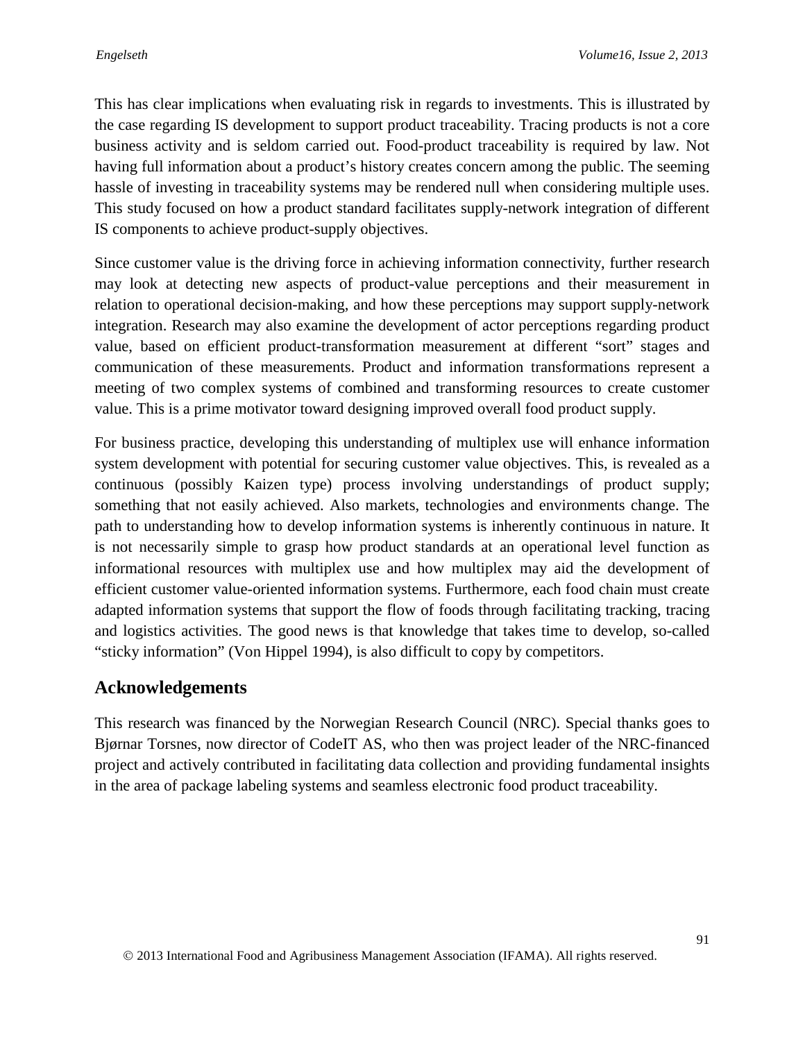This has clear implications when evaluating risk in regards to investments. This is illustrated by the case regarding IS development to support product traceability. Tracing products is not a core business activity and is seldom carried out. Food-product traceability is required by law. Not having full information about a product's history creates concern among the public. The seeming hassle of investing in traceability systems may be rendered null when considering multiple uses. This study focused on how a product standard facilitates supply-network integration of different IS components to achieve product-supply objectives.

Since customer value is the driving force in achieving information connectivity, further research may look at detecting new aspects of product-value perceptions and their measurement in relation to operational decision-making, and how these perceptions may support supply-network integration. Research may also examine the development of actor perceptions regarding product value, based on efficient product-transformation measurement at different "sort" stages and communication of these measurements. Product and information transformations represent a meeting of two complex systems of combined and transforming resources to create customer value. This is a prime motivator toward designing improved overall food product supply.

For business practice, developing this understanding of multiplex use will enhance information system development with potential for securing customer value objectives. This, is revealed as a continuous (possibly Kaizen type) process involving understandings of product supply; something that not easily achieved. Also markets, technologies and environments change. The path to understanding how to develop information systems is inherently continuous in nature. It is not necessarily simple to grasp how product standards at an operational level function as informational resources with multiplex use and how multiplex may aid the development of efficient customer value-oriented information systems. Furthermore, each food chain must create adapted information systems that support the flow of foods through facilitating tracking, tracing and logistics activities. The good news is that knowledge that takes time to develop, so-called "sticky information" (Von Hippel 1994), is also difficult to copy by competitors.

## Acknowledgements

This research was financed by the Norwegian Research Council (NRC). Special thanks goes to Bjørnar Torsnes, now director of CodeIT AS, who then was project leader of the NRC-financed project and actively contributed in facilitating data collection and providing fundamental insights in the area of package labeling systems and seamless electronic food product traceability.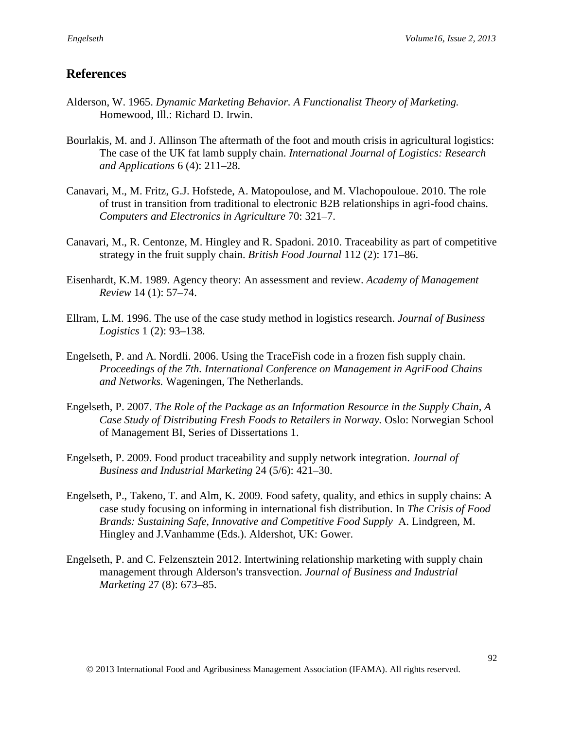## References

Alderson, W. 1965. *Dynamic Marketing Behavior. A Functionalist Theory of Marketing.* Homewood, Ill.: Richard D. Irwin.

Bourlakis, M. and J. Allinson The aftermath of the foot and mouth crisis in agricultural logistics: The case of the UK fat lamb supply chain. *International Journal of Logistics: Research and Applications* 6 (4): 211–28.

Canavari, M., M. Fritz, G.J. Hofstede, A. Matopoulose, and M. Vlachopouloue. 2010. The role of trust in transition from traditional to electronic B2B relationships in agri-food chains. *Computers and Electronics in Agriculture* 70: 321–7.

Canavari, M., R. Centonze, M. Hingley and R. Spadoni. 2010. Traceability as part of competitive strategy in the fruit supply chain. *British Food Journal* 112 (2): 171–86.

Eisenhardt, K.M. 1989. Agency theory: An assessment and review. *Academy of Management Review* 14 (1): 57–74.

Ellram, L.M. 1996. The use of the case study method in logistics research. *Journal of Business Logistics* 1 (2): 93–138.

Engelseth, P. and A. Nordli. 2006. Using the TraceFish code in a frozen fish supply chain. *Proceedings of the 7th. International Conference on Management in AgriFood Chains and Networks.* Wageningen, The Netherlands.

Engelseth, P. 2007. *The Role of the Package as an Information Resource in the Supply Chain, A Case Study of Distributing Fresh Foods to Retailers in Norway.* Oslo: Norwegian School of Management BI, Series of Dissertations 1.

Engelseth, P. 2009. Food product traceability and supply network integration. *Journal of Business and Industrial Marketing* 24 (5/6): 421–30.

Engelseth, P., Takeno, T. and Alm, K. 2009. Food safety, quality, and ethics in supply chains: A case study focusing on informing in international fish distribution. In *The Crisis of Food Brands: Sustaining Safe, Innovative and Competitive Food Supply* A. Lindgreen, M. Hingley and J.Vanhamme (Eds.). Aldershot, UK: Gower.

Engelseth, P. and C. Felzensztein 2012. Intertwining relationship marketing with supply chain management through Alderson's transvection. *Journal of Business and Industrial Marketing* 27 (8): 673–85.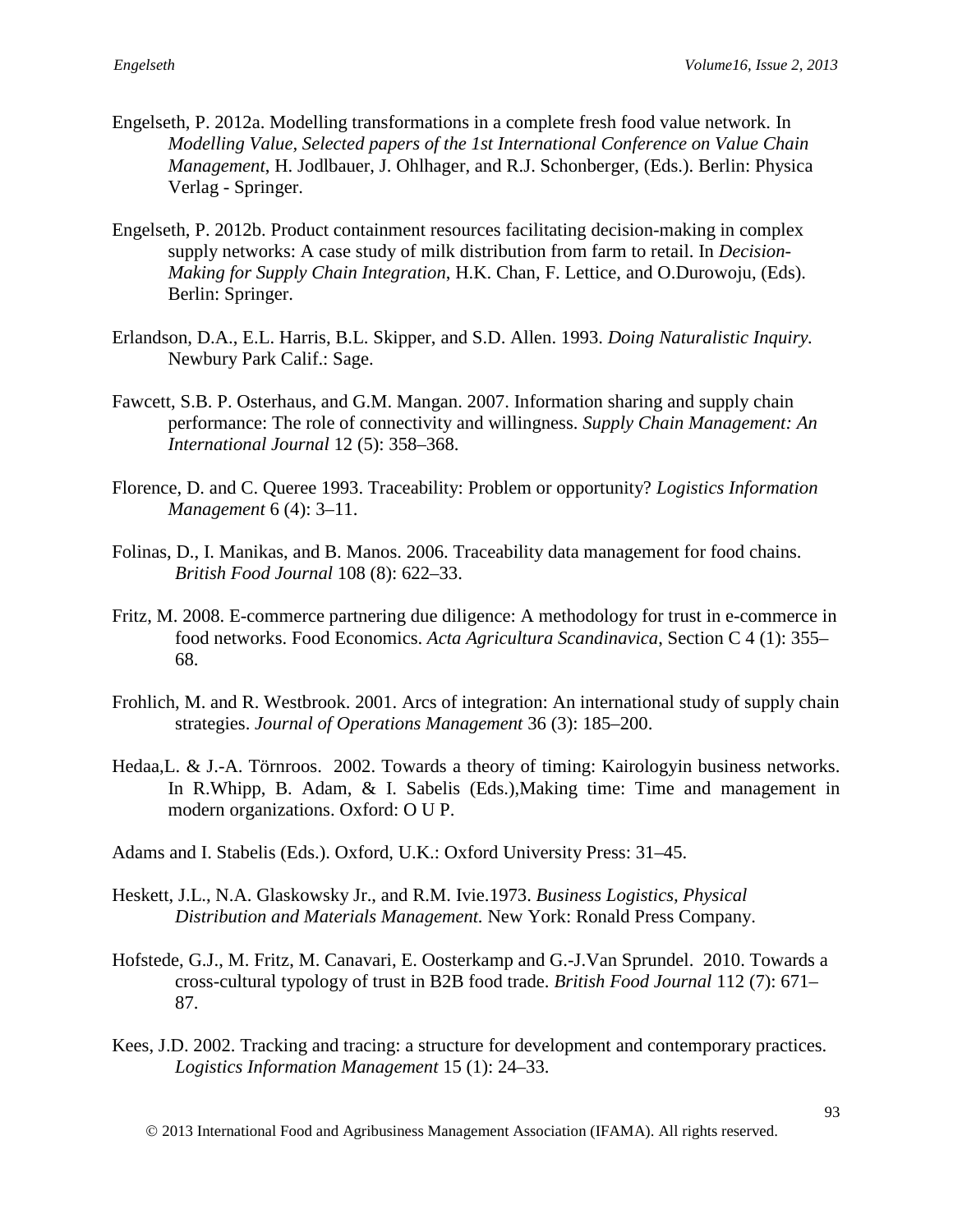Engelseth, P. 2012a. Modelling transformations in a complete fresh food value network. In *Modelling Value, Selected papers of the 1st International Conference on Value Chain Management*, H. Jodlbauer, J. Ohlhager, and R.J. Schonberger, (Eds.). Berlin: Physica Verlag - Springer.

Engelseth, P. 2012b. Product containment resources facilitating decision-making in complex supply networks: A case study of milk distribution from farm to retail. In *Decision-Making for Supply Chain Integration*, H.K. Chan, F. Lettice, and O.Durowoju, (Eds). Berlin: Springer.

Erlandson, D.A., E.L. Harris, B.L. Skipper, and S.D. Allen. 1993. *Doing Naturalistic Inquiry.* Newbury Park Calif.: Sage.

Fawcett, S.B. P. Osterhaus, and G.M. Mangan. 2007. Information sharing and supply chain performance: The role of connectivity and willingness. *Supply Chain Management: An International Journal* 12 (5): 358–368.

Florence, D. and C. Queree 1993. Traceability: Problem or opportunity? *Logistics Information Management* 6 (4): 3–11.

Folinas, D., I. Manikas, and B. Manos. 2006. Traceability data management for food chains. *British Food Journal* 108 (8): 622–33.

Fritz, M. 2008. E-commerce partnering due diligence: A methodology for trust in e-commerce in food networks. Food Economics. *Acta Agricultura Scandinavica,* Section C 4 (1): 355–68.

Frohlich, M. and R. Westbrook. 2001. Arcs of integration: An international study of supply chain strategies. *Journal of Operations Management* 36 (3): 185–200.

Hedaa,L. & J.-A. Törnroos. 2002. Towards a theory of timing: Kairologyin business networks. In R.Whipp, B. Adam, & I. Sabelis (Eds.),Making time: Time and management in modern organizations. Oxford: O U P.

Adams and I. Stabelis (Eds.). Oxford, U.K.: Oxford University Press: 31–45.

Heskett, J.L., N.A. Glaskowsky Jr., and R.M. Ivie.1973. *Business Logistics, Physical Distribution and Materials Management.* New York: Ronald Press Company.

Hofstede, G.J., M. Fritz, M. Canavari, E. Oosterkamp and G.-J.Van Sprundel. 2010. Towards a cross-cultural typology of trust in B2B food trade. *British Food Journal* 112 (7): 671–87.

Kees, J.D. 2002. Tracking and tracing: a structure for development and contemporary practices. *Logistics Information Management* 15 (1): 24–33.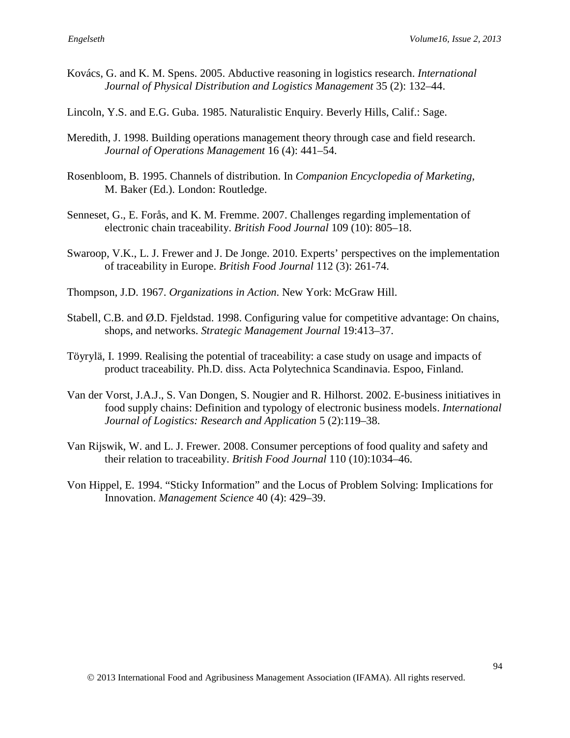Kovács, G. and K. M. Spens. 2005. Abductive reasoning in logistics research. *International Journal of Physical Distribution and Logistics Management* 35 (2): 132–44.

Lincoln, Y.S. and E.G. Guba. 1985. Naturalistic Enquiry. Beverly Hills, Calif.: Sage.

Meredith, J. 1998. Building operations management theory through case and field research. *Journal of Operations Management* 16 (4): 441–54.

Rosenbloom, B. 1995. Channels of distribution. In *Companion Encyclopedia of Marketing*, M. Baker (Ed.). London: Routledge.

Senneset, G., E. Forås, and K. M. Fremme. 2007. Challenges regarding implementation of electronic chain traceability. *British Food Journal* 109 (10): 805–18.

Swaroop, V.K., L. J. Frewer and J. De Jonge. 2010. Experts' perspectives on the implementation of traceability in Europe. *British Food Journal* 112 (3): 261-74.

Thompson, J.D. 1967. *Organizations in Action*. New York: McGraw Hill.

Stabell, C.B. and Ø.D. Fjeldstad. 1998. Configuring value for competitive advantage: On chains, shops, and networks. *Strategic Management Journal* 19:413–37.

Töyrylä, I. 1999. Realising the potential of traceability: a case study on usage and impacts of product traceability. Ph.D. diss. Acta Polytechnica Scandinavia. Espoo, Finland.

Van der Vorst, J.A.J., S. Van Dongen, S. Nougier and R. Hilhorst. 2002. E-business initiatives in food supply chains: Definition and typology of electronic business models. *International Journal of Logistics: Research and Application* 5 (2):119–38.

Van Rijswik, W. and L. J. Frewer. 2008. Consumer perceptions of food quality and safety and their relation to traceability. *British Food Journal* 110 (10):1034–46.

Von Hippel, E. 1994. "Sticky Information" and the Locus of Problem Solving: Implications for Innovation. *Management Science* 40 (4): 429–39.